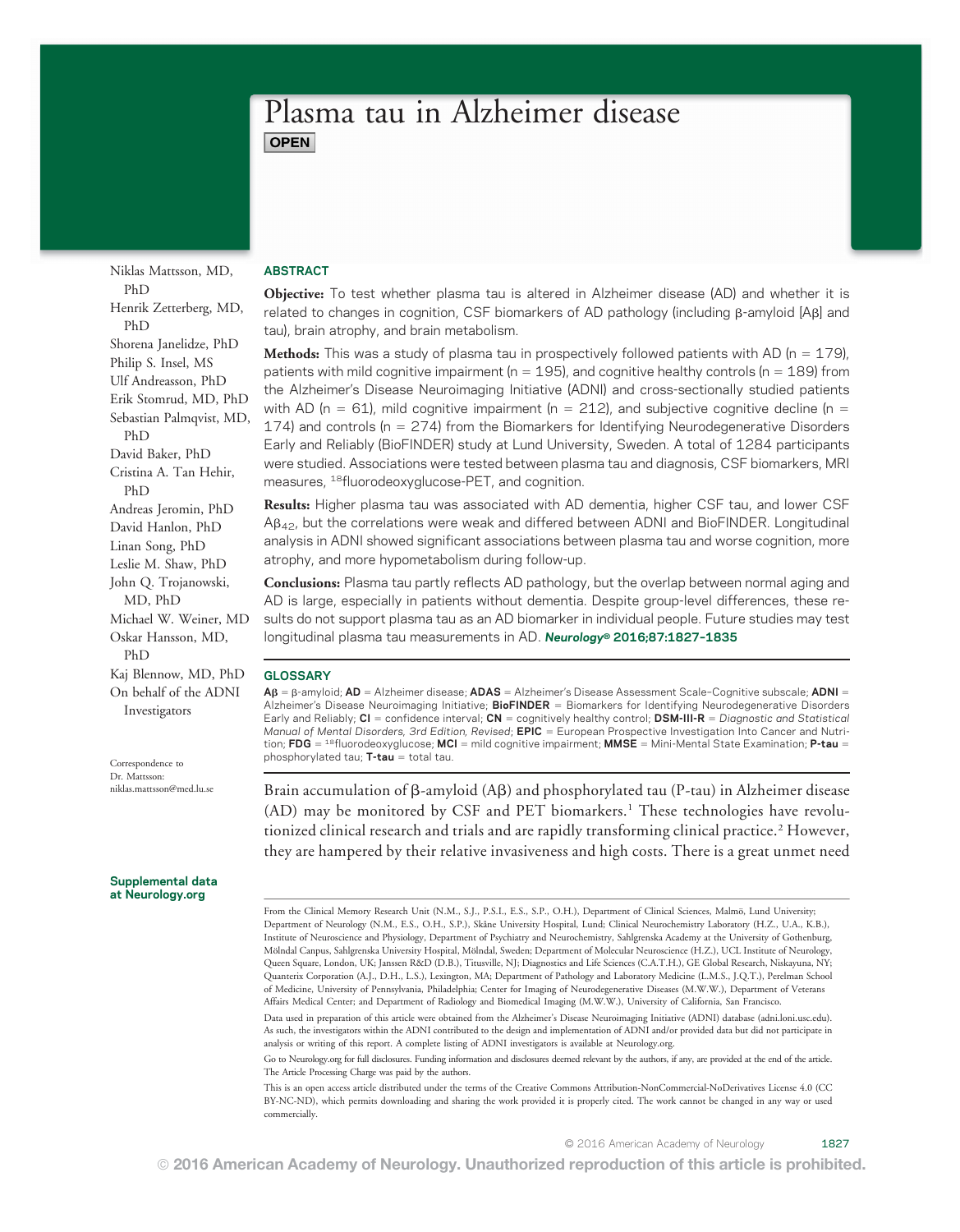# Plasma tau in Alzheimer disease

**OPEN**

Niklas Mattsson, MD, PhD
Henrik Zetterberg, MD, PhD
Shorena Janelidze, PhD
Philip S. Insel, MS
Ulf Andreasson, PhD
Erik Stomrud, MD, PhD
Sebastian Palmqvist, MD, PhD
David Baker, PhD
Cristina A. Tan Hehir, PhD
Andreas Jeromin, PhD
David Hanlon, PhD
Linan Song, PhD
Leslie M. Shaw, PhD
John Q. Trojanowski, MD, PhD
Michael W. Weiner, MD
Oskar Hansson, MD, PhD
Kaj Blennow, MD, PhD
On behalf of the ADNI Investigators

Correspondence to Dr. Mattsson: niklas.mattsson@med.lu.se

**Supplemental data at Neurology.org**

## ABSTRACT

**Objective:** To test whether plasma tau is altered in Alzheimer disease (AD) and whether it is related to changes in cognition, CSF biomarkers of AD pathology (including β-amyloid [Aβ] and tau), brain atrophy, and brain metabolism.

**Methods:** This was a study of plasma tau in prospectively followed patients with AD (n = 179), patients with mild cognitive impairment (n = 195), and cognitive healthy controls (n = 189) from the Alzheimer's Disease Neuroimaging Initiative (ADNI) and cross-sectionally studied patients with AD (n = 61), mild cognitive impairment (n = 212), and subjective cognitive decline (n = 174) and controls (n = 274) from the Biomarkers for Identifying Neurodegenerative Disorders Early and Reliably (BioFINDER) study at Lund University, Sweden. A total of 1284 participants were studied. Associations were tested between plasma tau and diagnosis, CSF biomarkers, MRI measures, $^{18}$fluorodeoxyglucose-PET, and cognition.

**Results:** Higher plasma tau was associated with AD dementia, higher CSF tau, and lower CSF $A\beta_{42}$, but the correlations were weak and differed between ADNI and BioFINDER. Longitudinal analysis in ADNI showed significant associations between plasma tau and worse cognition, more atrophy, and more hypometabolism during follow-up.

**Conclusions:** Plasma tau partly reflects AD pathology, but the overlap between normal aging and AD is large, especially in patients without dementia. Despite group-level differences, these results do not support plasma tau as an AD biomarker in individual people. Future studies may test longitudinal plasma tau measurements in AD. ***Neurology*® 2016;87:1827–1835**

## GLOSSARY

**Aβ** = β-amyloid; **AD** = Alzheimer disease; **ADAS** = Alzheimer's Disease Assessment Scale–Cognitive subscale; **ADNI** = Alzheimer's Disease Neuroimaging Initiative; **BioFINDER** = Biomarkers for Identifying Neurodegenerative Disorders Early and Reliably; **CI** = confidence interval; **CN** = cognitively healthy control; **DSM-III-R** = *Diagnostic and Statistical Manual of Mental Disorders, 3rd Edition, Revised*; **EPIC** = European Prospective Investigation Into Cancer and Nutrition; **FDG** = $^{18}$fluorodeoxyglucose; **MCI** = mild cognitive impairment; **MMSE** = Mini-Mental State Examination; **P-tau** = phosphorylated tau; **T-tau** = total tau.

Brain accumulation of β-amyloid (Aβ) and phosphorylated tau (P-tau) in Alzheimer disease (AD) may be monitored by CSF and PET biomarkers.[1] These technologies have revolutionized clinical research and trials and are rapidly transforming clinical practice.[2] However, they are hampered by their relative invasiveness and high costs. There is a great unmet need

From the Clinical Memory Research Unit (N.M., S.J., P.S.I., E.S., S.P., O.H.), Department of Clinical Sciences, Malmö, Lund University; Department of Neurology (N.M., E.S., O.H., S.P.), Skåne University Hospital, Lund; Clinical Neurochemistry Laboratory (H.Z., U.A., K.B.), Institute of Neuroscience and Physiology, Department of Psychiatry and Neurochemistry, Sahlgrenska Academy at the University of Gothenburg, Mölndal Campus, Sahlgrenska University Hospital, Mölndal, Sweden; Department of Molecular Neuroscience (H.Z.), UCL Institute of Neurology, Queen Square, London, UK; Janssen R&D (D.B.), Titusville, NJ; Diagnostics and Life Sciences (C.A.T.H.), GE Global Research, Niskayuna, NY; Quanterix Corporation (A.J., D.H., L.S.), Lexington, MA; Department of Pathology and Laboratory Medicine (L.M.S., J.Q.T.), Perelman School of Medicine, University of Pennsylvania, Philadelphia; Center for Imaging of Neurodegenerative Diseases (M.W.W.), Department of Veterans Affairs Medical Center; and Department of Radiology and Biomedical Imaging (M.W.W.), University of California, San Francisco.

Data used in preparation of this article were obtained from the Alzheimer's Disease Neuroimaging Initiative (ADNI) database (adni.loni.usc.edu). As such, the investigators within the ADNI contributed to the design and implementation of ADNI and/or provided data but did not participate in analysis or writing of this report. A complete listing of ADNI investigators is available at Neurology.org.

Go to Neurology.org for full disclosures. Funding information and disclosures deemed relevant by the authors, if any, are provided at the end of the article. The Article Processing Charge was paid by the authors.

This is an open access article distributed under the terms of the Creative Commons Attribution-NonCommercial-NoDerivatives License 4.0 (CC BY-NC-ND), which permits downloading and sharing the work provided it is properly cited. The work cannot be changed in any way or used commercially.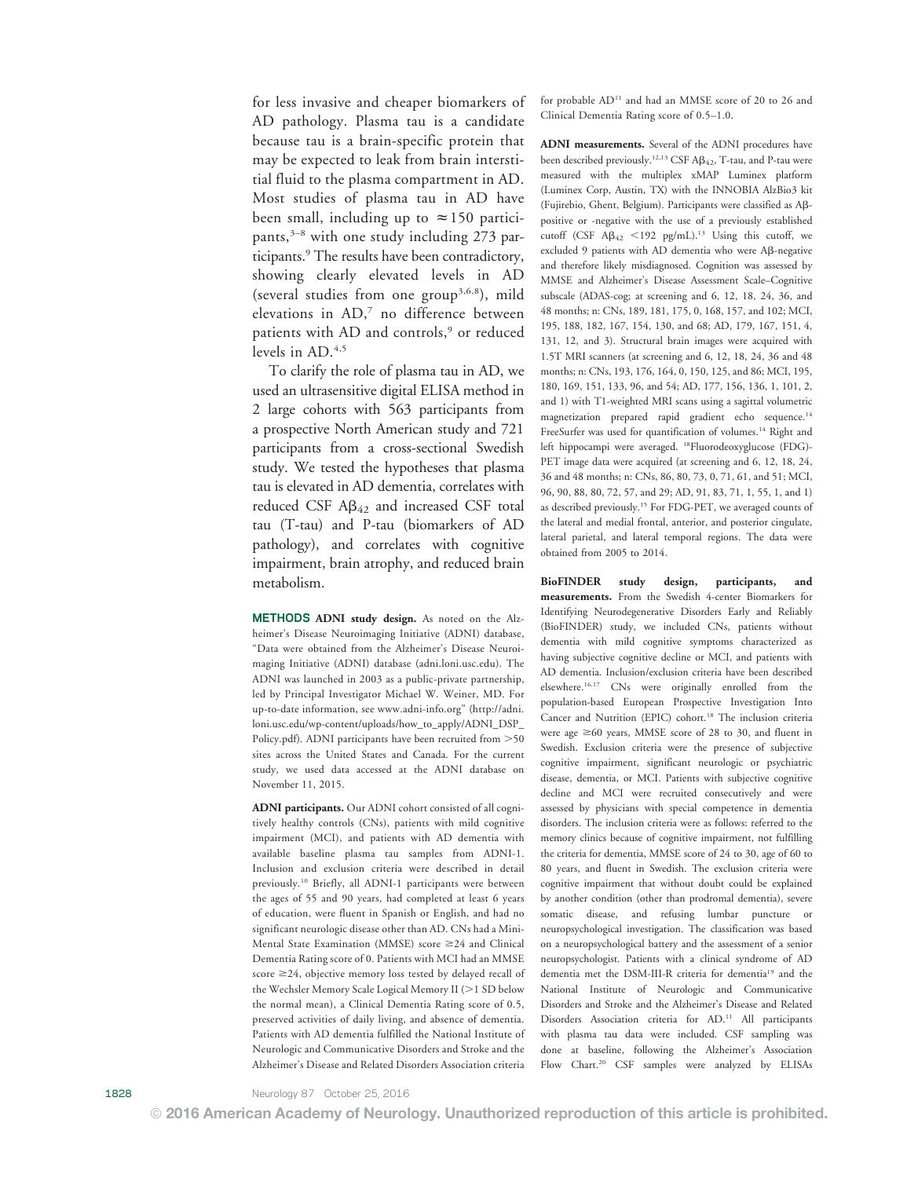for less invasive and cheaper biomarkers of AD pathology. Plasma tau is a candidate because tau is a brain-specific protein that may be expected to leak from brain interstitial fluid to the plasma compartment in AD. Most studies of plasma tau in AD have been small, including up to $\approx$150 participants,[3–8] with one study including 273 participants.[9] The results have been contradictory, showing clearly elevated levels in AD (several studies from one group[3,6,8]), mild elevations in AD,[7] no difference between patients with AD and controls,[9] or reduced levels in AD.[4,5]

To clarify the role of plasma tau in AD, we used an ultrasensitive digital ELISA method in 2 large cohorts with 563 participants from a prospective North American study and 721 participants from a cross-sectional Swedish study. We tested the hypotheses that plasma tau is elevated in AD dementia, correlates with reduced CSF A$\beta_{42}$ and increased CSF total tau (T-tau) and P-tau (biomarkers of AD pathology), and correlates with cognitive impairment, brain atrophy, and reduced brain metabolism.

## METHODS

**ADNI study design.** As noted on the Alzheimer's Disease Neuroimaging Initiative (ADNI) database, "Data were obtained from the Alzheimer's Disease Neuroimaging Initiative (ADNI) database (adni.loni.usc.edu). The ADNI was launched in 2003 as a public-private partnership, led by Principal Investigator Michael W. Weiner, MD. For up-to-date information, see www.adni-info.org" (http://adni.loni.usc.edu/wp-content/uploads/how_to_apply/ADNI_DSP_Policy.pdf). ADNI participants have been recruited from >50 sites across the United States and Canada. For the current study, we used data accessed at the ADNI database on November 11, 2015.

**ADNI participants.** Our ADNI cohort consisted of all cognitively healthy controls (CNs), patients with mild cognitive impairment (MCI), and patients with AD dementia with available baseline plasma tau samples from ADNI-1. Inclusion and exclusion criteria were described in detail previously.[10] Briefly, all ADNI-1 participants were between the ages of 55 and 90 years, had completed at least 6 years of education, were fluent in Spanish or English, and had no significant neurologic disease other than AD. CNs had a Mini-Mental State Examination (MMSE) score ≥24 and Clinical Dementia Rating score of 0. Patients with MCI had an MMSE score ≥24, objective memory loss tested by delayed recall of the Wechsler Memory Scale Logical Memory II (>1 SD below the normal mean), a Clinical Dementia Rating score of 0.5, preserved activities of daily living, and absence of dementia. Patients with AD dementia fulfilled the National Institute of Neurologic and Communicative Disorders and Stroke and the Alzheimer's Disease and Related Disorders Association criteria for probable AD[11] and had an MMSE score of 20 to 26 and Clinical Dementia Rating score of 0.5–1.0.

**ADNI measurements.** Several of the ADNI procedures have been described previously.[12,13] CSF A$\beta_{42}$, T-tau, and P-tau were measured with the multiplex xMAP Luminex platform (Luminex Corp, Austin, TX) with the INNOBIA AlzBio3 kit (Fujirebio, Ghent, Belgium). Participants were classified as A$\beta$-positive or -negative with the use of a previously established cutoff (CSF A$\beta_{42}$ <192 pg/mL).[13] Using this cutoff, we excluded 9 patients with AD dementia who were A$\beta$-negative and therefore likely misdiagnosed. Cognition was assessed by MMSE and Alzheimer's Disease Assessment Scale–Cognitive subscale (ADAS-cog; at screening and 6, 12, 18, 24, 36, and 48 months; n: CNs, 189, 181, 175, 0, 168, 157, and 102; MCI, 195, 188, 182, 167, 154, 130, and 68; AD, 179, 167, 151, 4, 131, 12, and 3). Structural brain images were acquired with 1.5T MRI scanners (at screening and 6, 12, 18, 24, 36 and 48 months; n: CNs, 193, 176, 164, 0, 150, 125, and 86; MCI, 195, 180, 169, 151, 133, 96, and 54; AD, 177, 156, 136, 1, 101, 2, and 1) with T1-weighted MRI scans using a sagittal volumetric magnetization prepared rapid gradient echo sequence.[14] FreeSurfer was used for quantification of volumes.[14] Right and left hippocampi were averaged. [18]Fluorodeoxyglucose (FDG)-PET image data were acquired (at screening and 6, 12, 18, 24, 36 and 48 months; n: CNs, 86, 80, 73, 0, 71, 61, and 51; MCI, 96, 90, 88, 80, 72, 57, and 29; AD, 91, 83, 71, 1, 55, 1, and 1) as described previously.[15] For FDG-PET, we averaged counts of the lateral and medial frontal, anterior, and posterior cingulate, lateral parietal, and lateral temporal regions. The data were obtained from 2005 to 2014.

**BioFINDER study design, participants, and measurements.** From the Swedish 4-center Biomarkers for Identifying Neurodegenerative Disorders Early and Reliably (BioFINDER) study, we included CNs, patients without dementia with mild cognitive symptoms characterized as having subjective cognitive decline or MCI, and patients with AD dementia. Inclusion/exclusion criteria have been described elsewhere.[16,17] CNs were originally enrolled from the population-based European Prospective Investigation Into Cancer and Nutrition (EPIC) cohort.[18] The inclusion criteria were age ≥60 years, MMSE score of 28 to 30, and fluent in Swedish. Exclusion criteria were the presence of subjective cognitive impairment, significant neurologic or psychiatric disease, dementia, or MCI. Patients with subjective cognitive decline and MCI were recruited consecutively and were assessed by physicians with special competence in dementia disorders. The inclusion criteria were as follows: referred to the memory clinics because of cognitive impairment, not fulfilling the criteria for dementia, MMSE score of 24 to 30, age of 60 to 80 years, and fluent in Swedish. The exclusion criteria were cognitive impairment that without doubt could be explained by another condition (other than prodromal dementia), severe somatic disease, and refusing lumbar puncture or neuropsychological investigation. The classification was based on a neuropsychological battery and the assessment of a senior neuropsychologist. Patients with a clinical syndrome of AD dementia met the DSM-III-R criteria for dementia[19] and the National Institute of Neurologic and Communicative Disorders and Stroke and the Alzheimer's Disease and Related Disorders Association criteria for AD.[11] All participants with plasma tau data were included. CSF sampling was done at baseline, following the Alzheimer's Association Flow Chart.[20] CSF samples were analyzed by ELISAs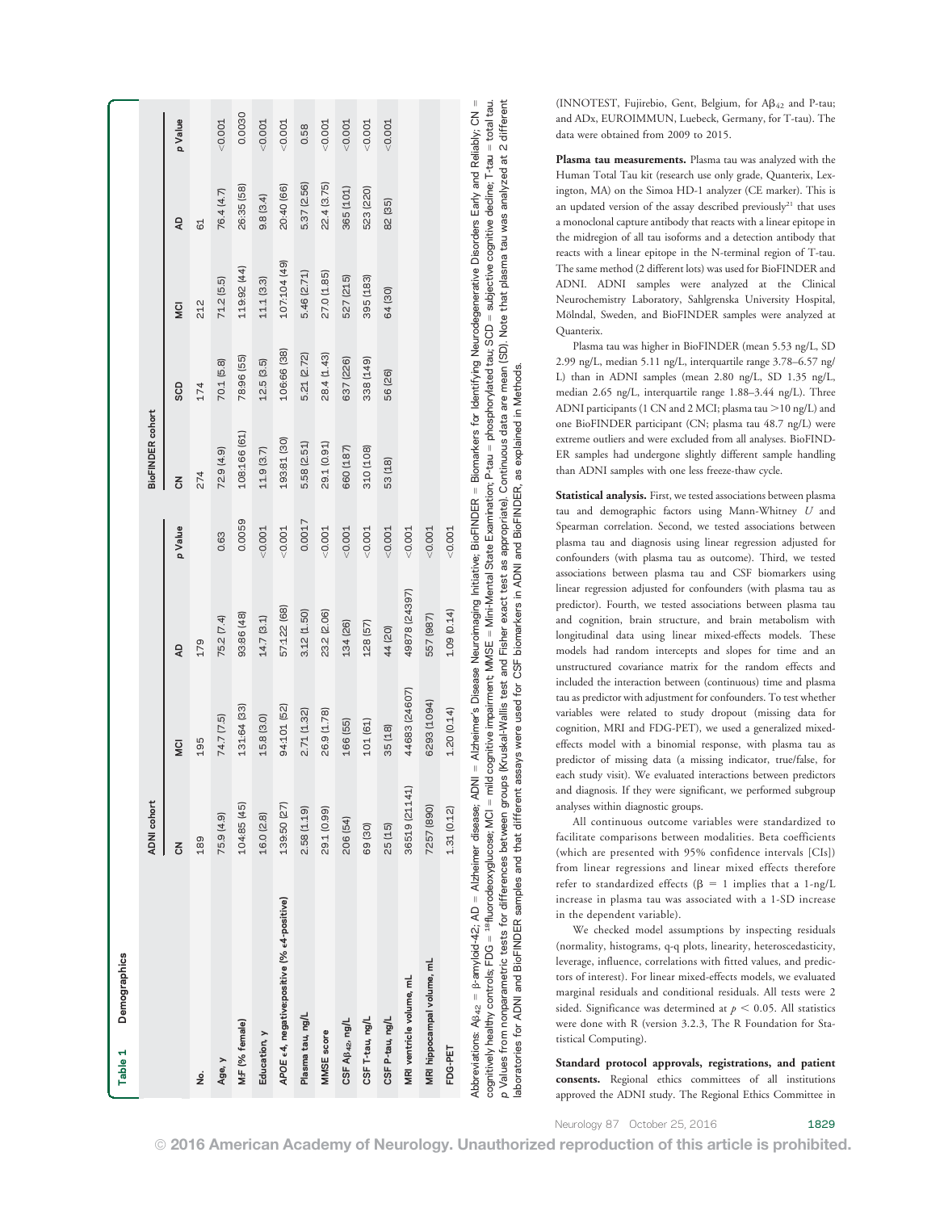Table 1 Demographics

| | ADNI cohort | | | | BioFINDER cohort | | | | |
|---|---|---|---|---|---|---|---|---|---|
| | CN | MCI | AD | p Value | CN | SCD | MCI | AD | p Value |
| No. | 189 | 195 | 179 | | 274 | 174 | 212 | 61 | |
| Age, y | 75.9 (4.9) | 74.7 (7.5) | 75.2 (7.4) | 0.63 | 72.9 (4.9) | 70.1 (5.8) | 71.2 (5.5) | 76.4 (4.7) | <0.001 |
| M:F (% female) | 104:85 (45) | 131:64 (33) | 93:86 (48) | 0.0059 | 108:166 (61) | 78:96 (55) | 119:92 (44) | 26:35 (58) | 0.0030 |
| Education, y | 16.0 (2.8) | 15.8 (3.0) | 14.7 (3.1) | <0.001 | 11.9 (3.7) | 12.5 (3.5) | 11.1 (3.3) | 9.8 (3.4) | <0.001 |
| APOE ε4, negative:positive (% ε4-positive) | 139:50 (27) | 94:101 (52) | 57:122 (68) | <0.001 | 193:81 (30) | 106:66 (38) | 107:104 (49) | 20:40 (66) | <0.001 |
| Plasma tau, ng/L | 2.58 (1.19) | 2.71 (1.32) | 3.12 (1.50) | 0.0017 | 5.58 (2.51) | 5.21 (2.72) | 5.46 (2.71) | 5.37 (2.56) | 0.58 |
| MMSE score | 29.1 (0.99) | 26.9 (1.78) | 23.2 (2.06) | <0.001 | 29.1 (0.91) | 28.4 (1.43) | 27.0 (1.85) | 22.4 (3.75) | <0.001 |
| CSF Aβ42, ng/L | 206 (54) | 166 (55) | 134 (26) | <0.001 | 660 (187) | 637 (226) | 527 (215) | 365 (101) | <0.001 |
| CSF T-tau, ng/L | 69 (30) | 101 (61) | 128 (57) | <0.001 | 310 (108) | 338 (149) | 395 (183) | 523 (220) | <0.001 |
| CSF P-tau, ng/L | 25 (15) | 35 (18) | 44 (20) | <0.001 | 53 (18) | 56 (26) | 64 (30) | 82 (35) | <0.001 |
| MRI ventricle volume, mL | 36519 (21141) | 44683 (24607) | 49878 (24397) | <0.001 | | | | | |
| MRI hippocampal volume, mL | 7257 (890) | 6293 (1094) | 557 (987) | <0.001 | | | | | |
| FDG-PET | 1.31 (0.12) | 1.20 (0.14) | 1.09 (0.14) | <0.001 | | | | | |

Abbreviations: $A\beta_{42}$ = β-amyloid-42; AD = Alzheimer disease; ADNI = Alzheimer's Disease Neuroimaging Initiative; BioFINDER = Biomarkers for Identifying Neurodegenerative Disorders Early and Reliably; CN = cognitively healthy controls; FDG = [18]fluorodeoxyglucose; MCI = mild cognitive impairment; MMSE = Mini-Mental State Examination; P-tau = phosphorylated tau; SCD = subjective cognitive decline; T-tau = total tau. p Values from nonparametric tests for differences between groups (Kruskal-Wallis test and Fisher exact test as appropriate). Continuous data are mean (SD). Note that plasma tau was analyzed at 2 different laboratories for ADNI and BioFINDER samples and that different assays were used for CSF biomarkers in ADNI and BioFINDER, as explained in Methods.

(INNOTEST, Fujirebio, Gent, Belgium, for $A\beta_{42}$ and P-tau; and ADx, EUROIMMUN, Luebeck, Germany, for T-tau). The data were obtained from 2009 to 2015.

**Plasma tau measurements.** Plasma tau was analyzed with the Human Total Tau kit (research use only grade, Quanterix, Lexington, MA) on the Simoa HD-1 analyzer (CE marker). This is an updated version of the assay described previously[21] that uses a monoclonal capture antibody that reacts with a linear epitope in the midregion of all tau isoforms and a detection antibody that reacts with a linear epitope in the N-terminal region of T-tau. The same method (2 different lots) was used for BioFINDER and ADNI. ADNI samples were analyzed at the Clinical Neurochemistry Laboratory, Sahlgrenska University Hospital, Mölndal, Sweden, and BioFINDER samples were analyzed at Quanterix.

Plasma tau was higher in BioFINDER (mean 5.53 ng/L, SD 2.99 ng/L, median 5.11 ng/L, interquartile range 3.78–6.57 ng/L) than in ADNI samples (mean 2.80 ng/L, SD 1.35 ng/L, median 2.65 ng/L, interquartile range 1.88–3.44 ng/L). Three ADNI participants (1 CN and 2 MCI; plasma tau >10 ng/L) and one BioFINDER participant (CN; plasma tau 48.7 ng/L) were extreme outliers and were excluded from all analyses. BioFINDER samples had undergone slightly different sample handling than ADNI samples with one less freeze-thaw cycle.

**Statistical analysis.** First, we tested associations between plasma tau and demographic factors using Mann-Whitney *U* and Spearman correlation. Second, we tested associations between plasma tau and diagnosis using linear regression adjusted for confounders (with plasma tau as outcome). Third, we tested associations between plasma tau and CSF biomarkers using linear regression adjusted for confounders (with plasma tau as predictor). Fourth, we tested associations between plasma tau and cognition, brain structure, and brain metabolism with longitudinal data using linear mixed-effects models. These models had random intercepts and slopes for time and an unstructured covariance matrix for the random effects and included the interaction between (continuous) time and plasma tau as predictor with adjustment for confounders. To test whether variables were related to study dropout (missing data for cognition, MRI and FDG-PET), we used a generalized mixed-effects model with a binomial response, with plasma tau as predictor of missing data (a missing indicator, true/false, for each study visit). We evaluated interactions between predictors and diagnosis. If they were significant, we performed subgroup analyses within diagnostic groups.

All continuous outcome variables were standardized to facilitate comparisons between modalities. Beta coefficients (which are presented with 95% confidence intervals [CIs]) from linear regressions and linear mixed effects models therefore refer to standardized effects ($\beta = 1$ implies that a 1-ng/L increase in plasma tau was associated with a 1-SD increase in the dependent variable).

We checked model assumptions by inspecting residuals (normality, histograms, q-q plots, linearity, heteroscedasticity, leverage, influence, correlations with fitted values, and predictors of interest). For linear mixed-effects models, we evaluated marginal residuals and conditional residuals. All tests were 2 sided. Significance was determined at $p < 0.05$. All statistics were done with R (version 3.2.3, The R Foundation for Statistical Computing).

**Standard protocol approvals, registrations, and patient consents.** Regional ethics committees of all institutions approved the ADNI study. The Regional Ethics Committee in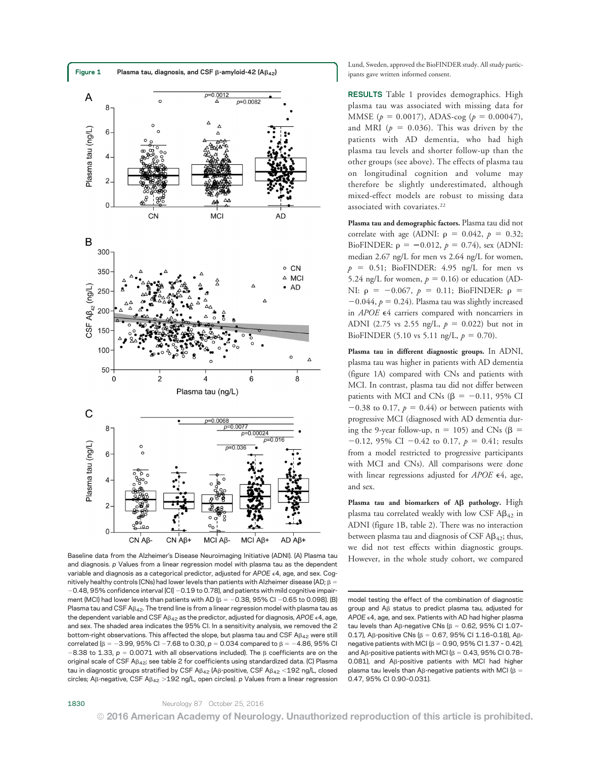**Figure 1** Plasma tau, diagnosis, and CSF β-amyloid-42 ($A\beta_{42}$)

Baseline data from the Alzheimer's Disease Neuroimaging Initiative (ADNI). (A) Plasma tau and diagnosis. p Values from a linear regression model with plasma tau as the dependent variable and diagnosis as a categorical predictor, adjusted for *APOE* ε4, age, and sex. Cognitively healthy controls (CNs) had lower levels than patients with Alzheimer disease (AD; β = −0.48, 95% confidence interval [CI] −0.19 to 0.78), and patients with mild cognitive impairment (MCI) had lower levels than patients with AD (β = −0.38, 95% CI −0.65 to 0.098). (B) Plasma tau and CSF $A\beta_{42}$. The trend line is from a linear regression model with plasma tau as the dependent variable and CSF $A\beta_{42}$ as the predictor, adjusted for diagnosis, *APOE* ε4, age, and sex. The shaded area indicates the 95% CI. In a sensitivity analysis, we removed the 2 bottom-right observations. This affected the slope, but plasma tau and CSF $A\beta_{42}$ were still correlated (β = −3.99, 95% CI −7.68 to 0.30, p = 0.034 compared to β = −4.86, 95% CI −8.38 to 1.33, p = 0.0071 with all observations included). The β coefficients are on the original scale of CSF $A\beta_{42}$; see table 2 for coefficients using standardized data. (C) Plasma tau in diagnostic groups stratified by CSF $A\beta_{42}$ (Aβ-positive, CSF $A\beta_{42}$ <192 ng/L, closed circles; Aβ-negative, CSF $A\beta_{42}$ >192 ng/L, open circles). p Values from a linear regression model testing the effect of the combination of diagnostic group and Aβ status to predict plasma tau, adjusted for *APOE* ε4, age, and sex. Patients with AD had higher plasma tau levels than Aβ-negative CNs (β = 0.62, 95% CI 1.07–0.17), Aβ-positive CNs (β = 0.67, 95% CI 1.16–0.18), Aβ-negative patients with MCI (β = 0.90, 95% CI 1.37 - 0.42), and Aβ-positive patients with MCI (β = 0.43, 95% CI 0.78–0.081), and Aβ-positive patients with MCI had higher plasma tau levels than Aβ-negative patients with MCI (β = 0.47, 95% CI 0.90–0.031).

Lund, Sweden, approved the BioFINDER study. All study participants gave written informed consent.

**RESULTS** Table 1 provides demographics. High plasma tau was associated with missing data for MMSE ($p = 0.0017$), ADAS-cog ($p = 0.00047$), and MRI ($p = 0.036$). This was driven by the patients with AD dementia, who had high plasma tau levels and shorter follow-up than the other groups (see above). The effects of plasma tau on longitudinal cognition and volume may therefore be slightly underestimated, although mixed-effect models are robust to missing data associated with covariates.[22]

**Plasma tau and demographic factors.** Plasma tau did not correlate with age (ADNI: $\rho = 0.042$, $p = 0.32$; BioFINDER: $\rho = -0.012$, $p = 0.74$), sex (ADNI: median 2.67 ng/L for men vs 2.64 ng/L for women, $p = 0.51$; BioFINDER: 4.95 ng/L for men vs 5.24 ng/L for women, $p = 0.16$) or education (ADNI: $\rho = -0.067$, $p = 0.11$; BioFINDER: $\rho = -0.044$, $p = 0.24$). Plasma tau was slightly increased in *APOE* ε4 carriers compared with noncarriers in ADNI (2.75 vs 2.55 ng/L, $p = 0.022$) but not in BioFINDER (5.10 vs 5.11 ng/L, $p = 0.70$).

**Plasma tau in different diagnostic groups.** In ADNI, plasma tau was higher in patients with AD dementia (figure 1A) compared with CNs and patients with MCI. In contrast, plasma tau did not differ between patients with MCI and CNs (β = −0.11, 95% CI −0.38 to 0.17, $p = 0.44$) or between patients with progressive MCI (diagnosed with AD dementia during the 9-year follow-up, n = 105) and CNs (β = −0.12, 95% CI −0.42 to 0.17, $p = 0.41$; results from a model restricted to progressive participants with MCI and CNs). All comparisons were done with linear regressions adjusted for *APOE* ε4, age, and sex.

**Plasma tau and biomarkers of Aβ pathology.** High plasma tau correlated weakly with low CSF $A\beta_{42}$ in ADNI (figure 1B, table 2). There was no interaction between plasma tau and diagnosis of CSF $A\beta_{42}$; thus, we did not test effects within diagnostic groups. However, in the whole study cohort, we compared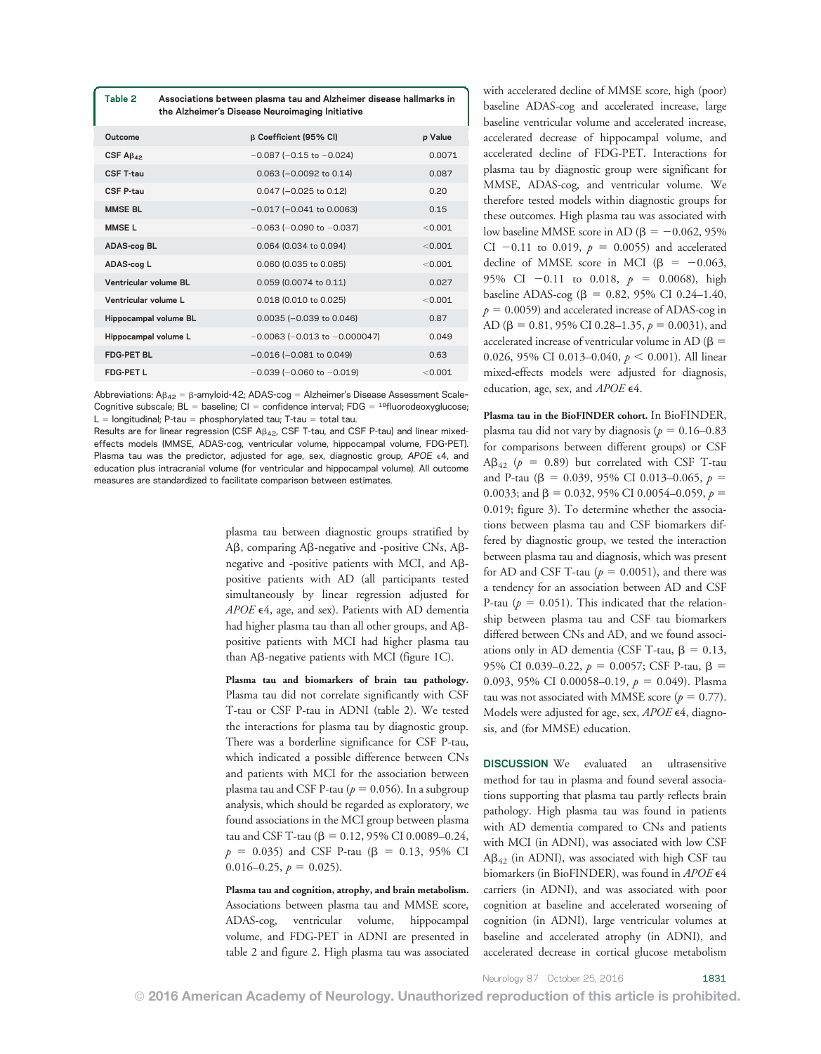**Table 2** Associations between plasma tau and Alzheimer disease hallmarks in the Alzheimer's Disease Neuroimaging Initiative

| Outcome | β Coefficient (95% CI) | p Value |
|---|---|---|
| CSF $A\beta_{42}$ | −0.087 (−0.15 to −0.024) | 0.0071 |
| CSF T-tau | 0.063 (−0.0092 to 0.14) | 0.087 |
| CSF P-tau | 0.047 (−0.025 to 0.12) | 0.20 |
| MMSE BL | −0.017 (−0.041 to 0.0063) | 0.15 |
| MMSE L | −0.063 (−0.090 to −0.037) | <0.001 |
| ADAS-cog BL | 0.064 (0.034 to 0.094) | <0.001 |
| ADAS-cog L | 0.060 (0.035 to 0.085) | <0.001 |
| Ventricular volume BL | 0.059 (0.0074 to 0.11) | 0.027 |
| Ventricular volume L | 0.018 (0.010 to 0.025) | <0.001 |
| Hippocampal volume BL | 0.0035 (−0.039 to 0.046) | 0.87 |
| Hippocampal volume L | −0.0063 (−0.013 to −0.000047) | 0.049 |
| FDG-PET BL | −0.016 (−0.081 to 0.049) | 0.63 |
| FDG-PET L | −0.039 (−0.060 to −0.019) | <0.001 |

Abbreviations: $A\beta_{42}$ = β-amyloid-42; ADAS-cog = Alzheimer's Disease Assessment Scale–Cognitive subscale; BL = baseline; CI = confidence interval; FDG = $^{18}$fluorodeoxyglucose; L = longitudinal; P-tau = phosphorylated tau; T-tau = total tau.
Results are for linear regression (CSF $A\beta_{42}$, CSF T-tau, and CSF P-tau) and linear mixed-effects models (MMSE, ADAS-cog, ventricular volume, hippocampal volume, FDG-PET). Plasma tau was the predictor, adjusted for age, sex, diagnostic group, *APOE* ε4, and education plus intracranial volume (for ventricular and hippocampal volume). All outcome measures are standardized to facilitate comparison between estimates.

plasma tau between diagnostic groups stratified by Aβ, comparing Aβ-negative and -positive CNs, Aβ-negative and -positive patients with MCI, and Aβ-positive patients with AD (all participants tested simultaneously by linear regression adjusted for *APOE* ε4, age, and sex). Patients with AD dementia had higher plasma tau than all other groups, and Aβ-positive patients with MCI had higher plasma tau than Aβ-negative patients with MCI (figure 1C).

**Plasma tau and biomarkers of brain tau pathology.** Plasma tau did not correlate significantly with CSF T-tau or CSF P-tau in ADNI (table 2). We tested the interactions for plasma tau by diagnostic group. There was a borderline significance for CSF P-tau, which indicated a possible difference between CNs and patients with MCI for the association between plasma tau and CSF P-tau ($p = 0.056$). In a subgroup analysis, which should be regarded as exploratory, we found associations in the MCI group between plasma tau and CSF T-tau (β = 0.12, 95% CI 0.0089–0.24, $p = 0.035$) and CSF P-tau (β = 0.13, 95% CI 0.016–0.25, $p = 0.025$).

**Plasma tau and cognition, atrophy, and brain metabolism.** Associations between plasma tau and MMSE score, ADAS-cog, ventricular volume, hippocampal volume, and FDG-PET in ADNI are presented in table 2 and figure 2. High plasma tau was associated with accelerated decline of MMSE score, high (poor) baseline ADAS-cog and accelerated increase, large baseline ventricular volume and accelerated increase, accelerated decrease of hippocampal volume, and accelerated decline of FDG-PET. Interactions for plasma tau by diagnostic group were significant for MMSE, ADAS-cog, and ventricular volume. We therefore tested models within diagnostic groups for these outcomes. High plasma tau was associated with low baseline MMSE score in AD (β = −0.062, 95% CI −0.11 to 0.019, $p = 0.0055$) and accelerated decline of MMSE score in MCI (β = −0.063, 95% CI −0.11 to 0.018, $p = 0.0068$), high baseline ADAS-cog (β = 0.82, 95% CI 0.24–1.40, $p = 0.0059$) and accelerated increase of ADAS-cog in AD (β = 0.81, 95% CI 0.28–1.35, $p = 0.0031$), and accelerated increase of ventricular volume in AD (β = 0.026, 95% CI 0.013–0.040, $p < 0.001$). All linear mixed-effects models were adjusted for diagnosis, education, age, sex, and *APOE* ε4.

**Plasma tau in the BioFINDER cohort.** In BioFINDER, plasma tau did not vary by diagnosis ($p = 0.16$–$0.83$ for comparisons between different groups) or CSF $A\beta_{42}$ ($p = 0.89$) but correlated with CSF T-tau and P-tau (β = 0.039, 95% CI 0.013–0.065, $p = 0.0033$; and β = 0.032, 95% CI 0.0054–0.059, $p = 0.019$; figure 3). To determine whether the associations between plasma tau and CSF biomarkers differed by diagnostic group, we tested the interaction between plasma tau and diagnosis, which was present for AD and CSF T-tau ($p = 0.0051$), and there was a tendency for an association between AD and CSF P-tau ($p = 0.051$). This indicated that the relationship between plasma tau and CSF tau biomarkers differed between CNs and AD, and we found associations only in AD dementia (CSF T-tau, β = 0.13, 95% CI 0.039–0.22, $p = 0.0057$; CSF P-tau, β = 0.093, 95% CI 0.00058–0.19, $p = 0.049$). Plasma tau was not associated with MMSE score ($p = 0.77$). Models were adjusted for age, sex, *APOE* ε4, diagnosis, and (for MMSE) education.

**DISCUSSION** We evaluated an ultrasensitive method for tau in plasma and found several associations supporting that plasma tau partly reflects brain pathology. High plasma tau was found in patients with AD dementia compared to CNs and patients with MCI (in ADNI), was associated with low CSF $A\beta_{42}$ (in ADNI), was associated with high CSF tau biomarkers (in BioFINDER), was found in *APOE* ε4 carriers (in ADNI), and was associated with poor cognition at baseline and accelerated worsening of cognition (in ADNI), large ventricular volumes at baseline and accelerated atrophy (in ADNI), and accelerated decrease in cortical glucose metabolism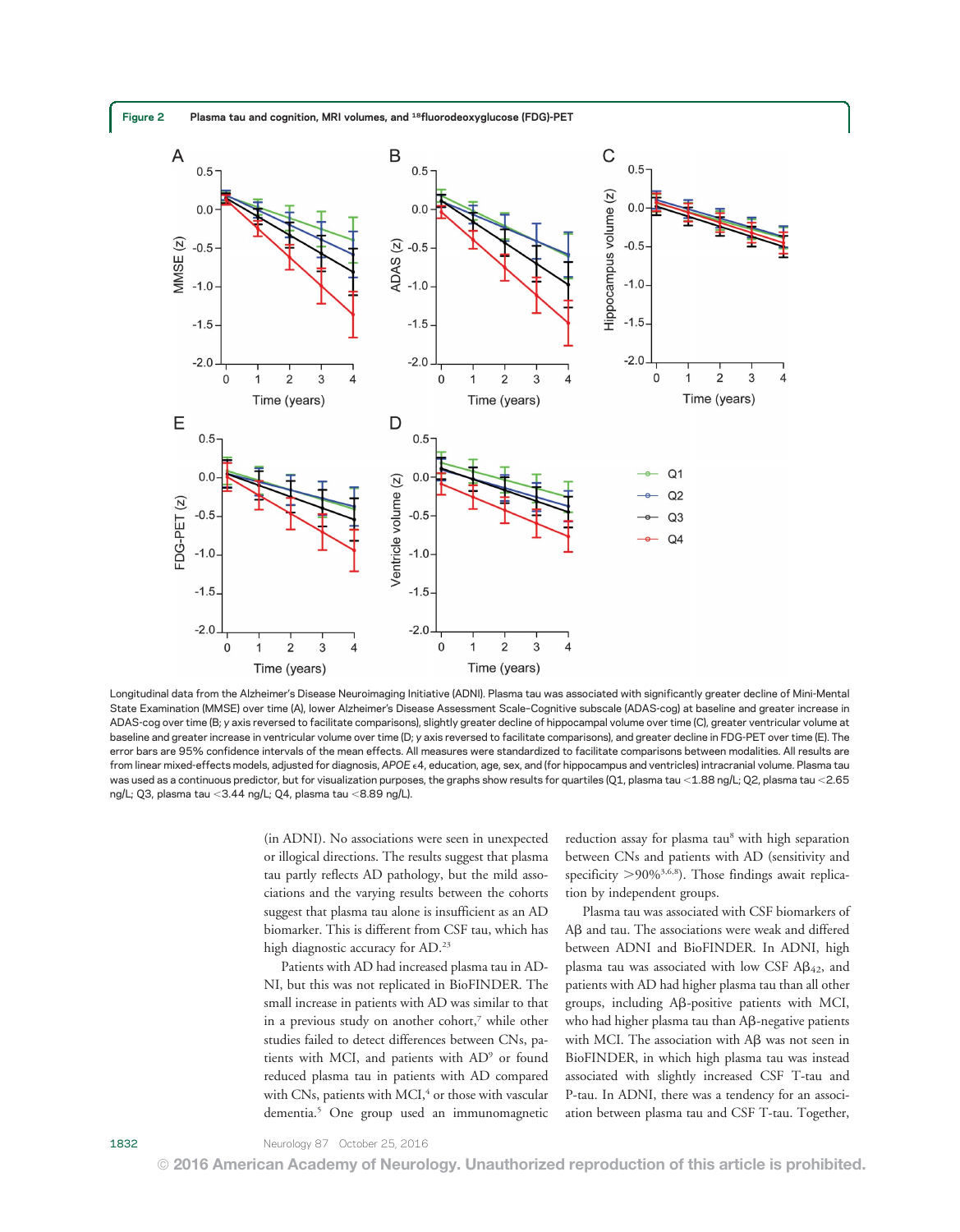**Figure 2** Plasma tau and cognition, MRI volumes, and $^{18}$fluorodeoxyglucose (FDG)-PET

Longitudinal data from the Alzheimer's Disease Neuroimaging Initiative (ADNI). Plasma tau was associated with significantly greater decline of Mini-Mental State Examination (MMSE) over time (A), lower Alzheimer's Disease Assessment Scale–Cognitive subscale (ADAS-cog) at baseline and greater increase in ADAS-cog over time (B; y axis reversed to facilitate comparisons), slightly greater decline of hippocampal volume over time (C), greater ventricular volume at baseline and greater increase in ventricular volume over time (D; y axis reversed to facilitate comparisons), and greater decline in FDG-PET over time (E). The error bars are 95% confidence intervals of the mean effects. All measures were standardized to facilitate comparisons between modalities. All results are from linear mixed-effects models, adjusted for diagnosis, *APOE* ε4, education, age, sex, and (for hippocampus and ventricles) intracranial volume. Plasma tau was used as a continuous predictor, but for visualization purposes, the graphs show results for quartiles (Q1, plasma tau <1.88 ng/L; Q2, plasma tau <2.65 ng/L; Q3, plasma tau <3.44 ng/L; Q4, plasma tau <8.89 ng/L).

(in ADNI). No associations were seen in unexpected or illogical directions. The results suggest that plasma tau partly reflects AD pathology, but the mild associations and the varying results between the cohorts suggest that plasma tau alone is insufficient as an AD biomarker. This is different from CSF tau, which has high diagnostic accuracy for AD.[23]

Patients with AD had increased plasma tau in ADNI, but this was not replicated in BioFINDER. The small increase in patients with AD was similar to that in a previous study on another cohort,[7] while other studies failed to detect differences between CNs, patients with MCI, and patients with AD[9] or found reduced plasma tau in patients with AD compared with CNs, patients with MCI,[4] or those with vascular dementia.[5] One group used an immunomagnetic reduction assay for plasma tau[8] with high separation between CNs and patients with AD (sensitivity and specificity >90%[3,6,8]). Those findings await replication by independent groups.

Plasma tau was associated with CSF biomarkers of Aβ and tau. The associations were weak and differed between ADNI and BioFINDER. In ADNI, high plasma tau was associated with low CSF $A\beta_{42}$, and patients with AD had higher plasma tau than all other groups, including Aβ-positive patients with MCI, who had higher plasma tau than Aβ-negative patients with MCI. The association with Aβ was not seen in BioFINDER, in which high plasma tau was instead associated with slightly increased CSF T-tau and P-tau. In ADNI, there was a tendency for an association between plasma tau and CSF T-tau. Together,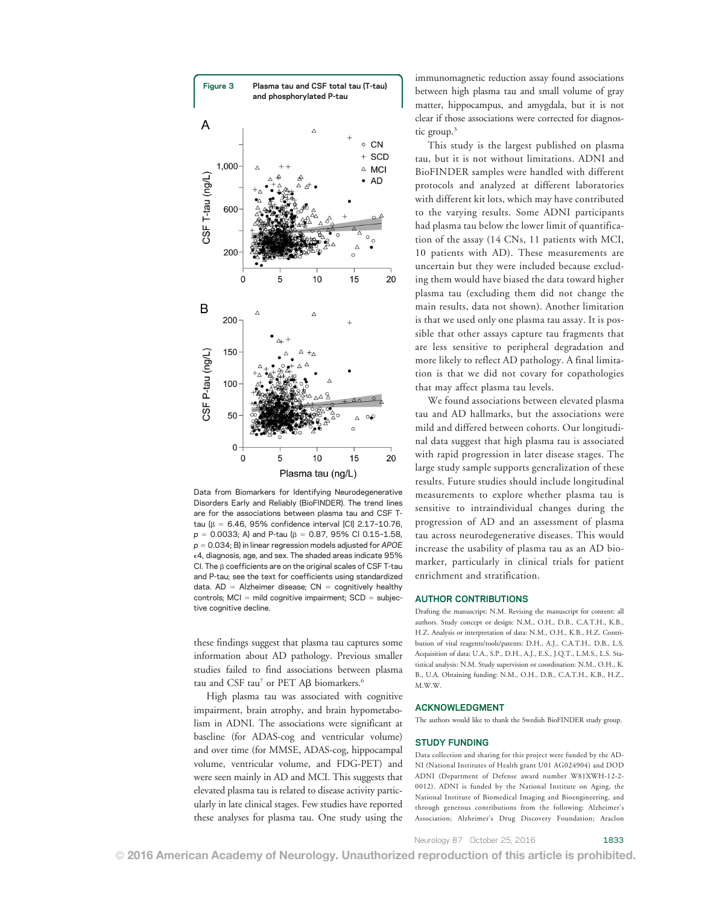**Figure 3** Plasma tau and CSF total tau (T-tau) and phosphorylated P-tau

Data from Biomarkers for Identifying Neurodegenerative Disorders Early and Reliably (BioFINDER). The trend lines are for the associations between plasma tau and CSF T-tau ($\beta$ = 6.46, 95% confidence interval [CI] 2.17–10.76, $p$ = 0.0033; A) and P-tau ($\beta$ = 0.87, 95% CI 0.15–1.58, $p$ = 0.034; B) in linear regression models adjusted for *APOE* ε4, diagnosis, age, and sex. The shaded areas indicate 95% CI. The $\beta$ coefficients are on the original scales of CSF T-tau and P-tau; see the text for coefficients using standardized data. AD = Alzheimer disease; CN = cognitively healthy controls; MCI = mild cognitive impairment; SCD = subjective cognitive decline.

these findings suggest that plasma tau captures some information about AD pathology. Previous smaller studies failed to find associations between plasma tau and CSF tau[7] or PET Aβ biomarkers.[6]

High plasma tau was associated with cognitive impairment, brain atrophy, and brain hypometabolism in ADNI. The associations were significant at baseline (for ADAS-cog and ventricular volume) and over time (for MMSE, ADAS-cog, hippocampal volume, ventricular volume, and FDG-PET) and were seen mainly in AD and MCI. This suggests that elevated plasma tau is related to disease activity particularly in late clinical stages. Few studies have reported these analyses for plasma tau. One study using the immunomagnetic reduction assay found associations between high plasma tau and small volume of gray matter, hippocampus, and amygdala, but it is not clear if those associations were corrected for diagnostic group.[3]

This study is the largest published on plasma tau, but it is not without limitations. ADNI and BioFINDER samples were handled with different protocols and analyzed at different laboratories with different kit lots, which may have contributed to the varying results. Some ADNI participants had plasma tau below the lower limit of quantification of the assay (14 CNs, 11 patients with MCI, 10 patients with AD). These measurements are uncertain but they were included because excluding them would have biased the data toward higher plasma tau (excluding them did not change the main results, data not shown). Another limitation is that we used only one plasma tau assay. It is possible that other assays capture tau fragments that are less sensitive to peripheral degradation and more likely to reflect AD pathology. A final limitation is that we did not covary for copathologies that may affect plasma tau levels.

We found associations between elevated plasma tau and AD hallmarks, but the associations were mild and differed between cohorts. Our longitudinal data suggest that high plasma tau is associated with rapid progression in later disease stages. The large study sample supports generalization of these results. Future studies should include longitudinal measurements to explore whether plasma tau is sensitive to intraindividual changes during the progression of AD and an assessment of plasma tau across neurodegenerative diseases. This would increase the usability of plasma tau as an AD biomarker, particularly in clinical trials for patient enrichment and stratification.

## AUTHOR CONTRIBUTIONS

Drafting the manuscript: N.M. Revising the manuscript for content: all authors. Study concept or design: N.M., O.H., D.B., C.A.T.H., K.B., H.Z. Analysis or interpretation of data: N.M., O.H., K.B., H.Z. Contribution of vital reagents/tools/patents: D.H., A.J., C.A.T.H., D.B., L.S. Acquisition of data: U.A., S.P., D.H., A.J., E.S., J.Q.T., L.M.S., L.S. Statistical analysis: N.M. Study supervision or coordination: N.M., O.H., K. B., U.A. Obtaining funding: N.M., O.H., D.B., C.A.T.H., K.B., H.Z., M.W.W.

## ACKNOWLEDGMENT

The authors would like to thank the Swedish BioFINDER study group.

## STUDY FUNDING

Data collection and sharing for this project were funded by the ADNI (National Institutes of Health grant U01 AG024904) and DOD ADNI (Department of Defense award number W81XWH-12-2-0012). ADNI is funded by the National Institute on Aging, the National Institute of Biomedical Imaging and Bioengineering, and through generous contributions from the following: Alzheimer's Association; Alzheimer's Drug Discovery Foundation; Araclon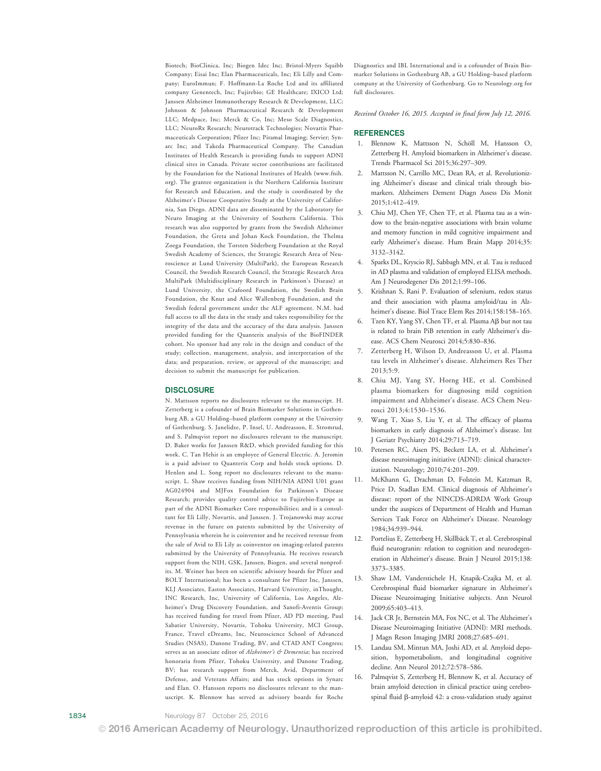Biotech; BioClinica, Inc; Biogen Idec Inc; Bristol-Myers Squibb Company; Eisai Inc; Elan Pharmaceuticals, Inc; Eli Lilly and Company; EuroImmun; F. Hoffmann-La Roche Ltd and its affiliated company Genentech, Inc; Fujirebio; GE Healthcare; IXICO Ltd; Janssen Alzheimer Immunotherapy Research & Development, LLC; Johnson & Johnson Pharmaceutical Research & Development LLC; Medpace, Inc; Merck & Co, Inc; Meso Scale Diagnostics, LLC; NeuroRx Research; Neurotrack Technologies; Novartis Pharmaceuticals Corporation; Pfizer Inc; Piramal Imaging; Servier; Synarc Inc; and Takeda Pharmaceutical Company. The Canadian Institutes of Health Research is providing funds to support ADNI clinical sites in Canada. Private sector contributions are facilitated by the Foundation for the National Institutes of Health (www.fnih.org). The grantee organization is the Northern California Institute for Research and Education, and the study is coordinated by the Alzheimer's Disease Cooperative Study at the University of California, San Diego. ADNI data are disseminated by the Laboratory for Neuro Imaging at the University of Southern California. This research was also supported by grants from the Swedish Alzheimer Foundation, the Greta and Johan Kock Foundation, the Thelma Zoega Foundation, the Torsten Söderberg Foundation at the Royal Swedish Academy of Sciences, the Strategic Research Area of Neuroscience at Lund University (MultiPark), the European Research Council, the Swedish Research Council, the Strategic Research Area MultiPark (Multidisciplinary Research in Parkinson's Disease) at Lund University, the Crafoord Foundation, the Swedish Brain Foundation, the Knut and Alice Wallenberg Foundation, and the Swedish federal government under the ALF agreement. N.M. had full access to all the data in the study and takes responsibility for the integrity of the data and the accuracy of the data analysis. Janssen provided funding for the Quanterix analysis of the BioFINDER cohort. No sponsor had any role in the design and conduct of the study; collection, management, analysis, and interpretation of the data; and preparation, review, or approval of the manuscript; and decision to submit the manuscript for publication.

## DISCLOSURE

N. Mattsson reports no disclosures relevant to the manuscript. H. Zetterberg is a cofounder of Brain Biomarker Solutions in Gothenburg AB, a GU Holding–based platform company at the University of Gothenburg. S. Janelidze, P. Insel, U. Andreasson, E. Stromrud, and S. Palmqvist report no disclosures relevant to the manuscript. D. Baker works for Janssen R&D, which provided funding for this work. C. Tan Hehir is an employee of General Electric. A. Jeromin is a paid advisor to Quanterix Corp and holds stock options. D. Henlon and L. Song report no disclosures relevant to the manuscript. L. Shaw receives funding from NIH/NIA ADNI U01 grant AG024904 and MJFox Foundation for Parkinson's Disease Research; provides quality control advice to Fujirebio-Europe as part of the ADNI Biomarker Core responsibilities; and is a consultant for Eli Lilly, Novartis, and Janssen. J. Trojanowski may accrue revenue in the future on patents submitted by the University of Pennsylvania wherein he is coinventor and he received revenue from the sale of Avid to Eli Lily as coinventor on imaging-related patents submitted by the University of Pennsylvania. He receives research support from the NIH, GSK, Janssen, Biogen, and several nonprofits. M. Weiner has been on scientific advisory boards for Pfizer and BOLT International; has been a consultant for Pfizer Inc, Janssen, KLJ Associates, Easton Associates, Harvard University, inThought, INC Research, Inc, University of California, Los Angeles, Alzheimer's Drug Discovery Foundation, and Sanofi-Aventis Group; has received funding for travel from Pfizer, AD PD meeting, Paul Sabatier University, Novartis, Tohoku University, MCI Group, France, Travel eDreams, Inc, Neuroscience School of Advanced Studies (NSAS), Danone Trading, BV, and CTAD ANT Congress; serves as an associate editor of *Alzheimer's & Dementia*; has received honoraria from Pfizer, Tohoku University, and Danone Trading, BV; has research support from Merck, Avid, Department of Defense, and Veterans Affairs; and has stock options in Synarc and Elan. O. Hansson reports no disclosures relevant to the manuscript. K. Blennow has served as advisory boards for Roche Diagnostics and IBL International and is a cofounder of Brain Biomarker Solutions in Gothenburg AB, a GU Holding–based platform company at the University of Gothenburg. Go to Neurology.org for full disclosures.

*Received October 16, 2015. Accepted in final form July 12, 2016.*

## REFERENCES

1. Blennow K, Mattsson N, Schöll M, Hansson O, Zetterberg H. Amyloid biomarkers in Alzheimer's disease. Trends Pharmacol Sci 2015;36:297–309.
2. Mattsson N, Carrillo MC, Dean RA, et al. Revolutionizing Alzheimer's disease and clinical trials through biomarkers. Alzheimers Dement Diagn Assess Dis Monit 2015;1:412–419.
3. Chiu MJ, Chen YF, Chen TF, et al. Plasma tau as a window to the brain-negative associations with brain volume and memory function in mild cognitive impairment and early Alzheimer's disease. Hum Brain Mapp 2014;35: 3132–3142.
4. Sparks DL, Kryscio RJ, Sabbagh MN, et al. Tau is reduced in AD plasma and validation of employed ELISA methods. Am J Neurodegener Dis 2012;1:99–106.
5. Krishnan S, Rani P. Evaluation of selenium, redox status and their association with plasma amyloid/tau in Alzheimer's disease. Biol Trace Elem Res 2014;158:158–165.
6. Tzen KY, Yang SY, Chen TF, et al. Plasma Aβ but not tau is related to brain PiB retention in early Alzheimer's disease. ACS Chem Neurosci 2014;5:830–836.
7. Zetterberg H, Wilson D, Andreasson U, et al. Plasma tau levels in Alzheimer's disease. Alzheimers Res Ther 2013;5:9.
8. Chiu MJ, Yang SY, Horng HE, et al. Combined plasma biomarkers for diagnosing mild cognition impairment and Alzheimer's disease. ACS Chem Neurosci 2013;4:1530–1536.
9. Wang T, Xiao S, Liu Y, et al. The efficacy of plasma biomarkers in early diagnosis of Alzheimer's disease. Int J Geriatr Psychiatry 2014;29:713–719.
10. Petersen RC, Aisen PS, Beckett LA, et al. Alzheimer's disease neuroimaging initiative (ADNI): clinical characterization. Neurology; 2010;74:201–209.
11. McKhann G, Drachman D, Folstein M, Katzman R, Price D, Stadlan EM. Clinical diagnosis of Alzheimer's disease: report of the NINCDS-ADRDA Work Group under the auspices of Department of Health and Human Services Task Force on Alzheimer's Disease. Neurology 1984;34:939–944.
12. Portelius E, Zetterberg H, Skillbäck T, et al. Cerebrospinal fluid neurogranin: relation to cognition and neurodegeneration in Alzheimer's disease. Brain J Neurol 2015;138: 3373–3385.
13. Shaw LM, Vanderstichele H, Knapik-Czajka M, et al. Cerebrospinal fluid biomarker signature in Alzheimer's Disease Neuroimaging Initiative subjects. Ann Neurol 2009;65:403–413.
14. Jack CR Jr, Bernstein MA, Fox NC, et al. The Alzheimer's Disease Neuroimaging Initiative (ADNI): MRI methods. J Magn Reson Imaging JMRI 2008;27:685–691.
15. Landau SM, Mintun MA, Joshi AD, et al. Amyloid deposition, hypometabolism, and longitudinal cognitive decline. Ann Neurol 2012;72:578–586.
16. Palmqvist S, Zetterberg H, Blennow K, et al. Accuracy of brain amyloid detection in clinical practice using cerebrospinal fluid β-amyloid 42: a cross-validation study against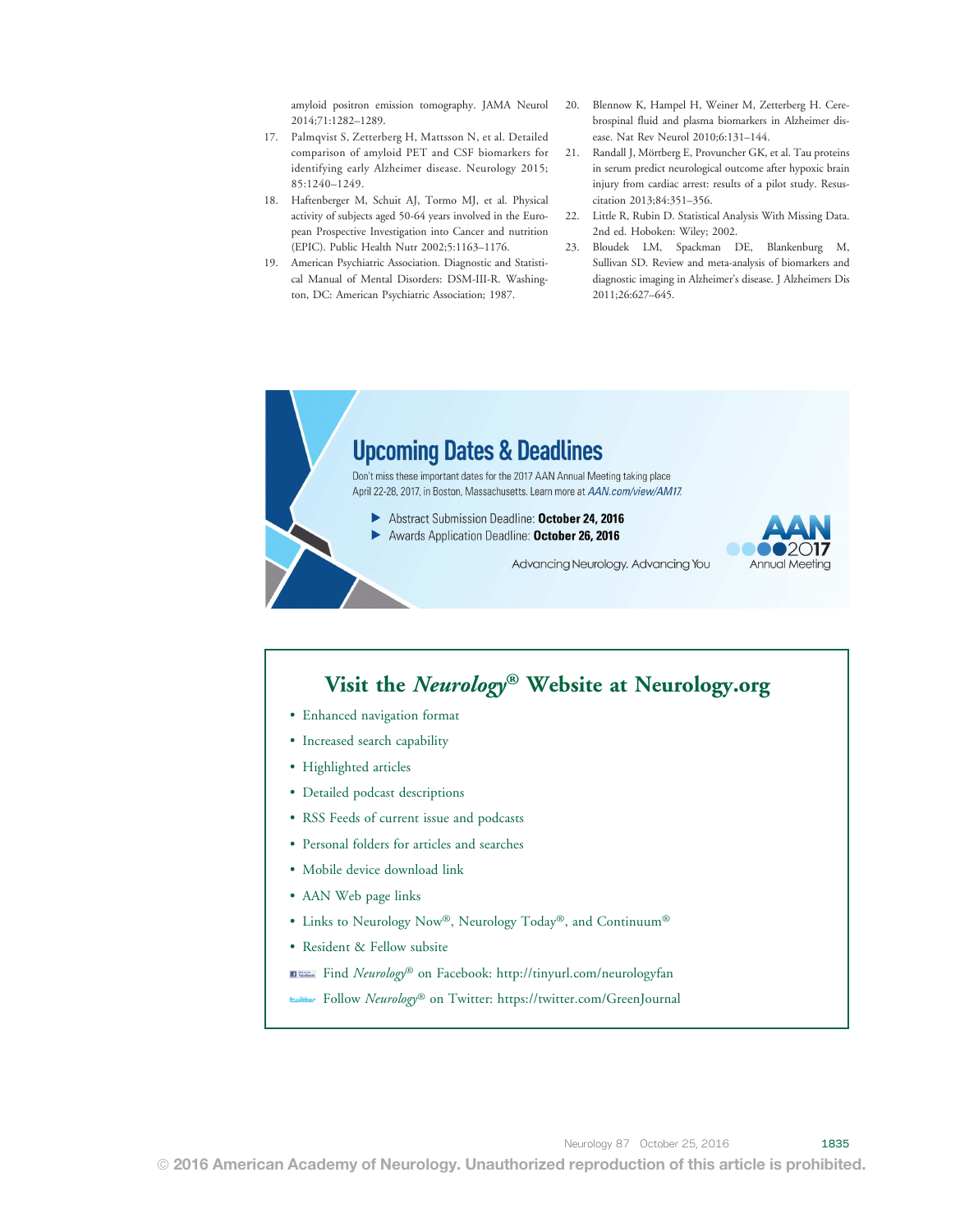amyloid positron emission tomography. JAMA Neurol 2014;71:1282–1289.

17. Palmqvist S, Zetterberg H, Mattsson N, et al. Detailed comparison of amyloid PET and CSF biomarkers for identifying early Alzheimer disease. Neurology 2015;85:1240–1249.
18. Haftenberger M, Schuit AJ, Tormo MJ, et al. Physical activity of subjects aged 50-64 years involved in the European Prospective Investigation into Cancer and nutrition (EPIC). Public Health Nutr 2002;5:1163–1176.
19. American Psychiatric Association. Diagnostic and Statistical Manual of Mental Disorders: DSM-III-R. Washington, DC: American Psychiatric Association; 1987.
20. Blennow K, Hampel H, Weiner M, Zetterberg H. Cerebrospinal fluid and plasma biomarkers in Alzheimer disease. Nat Rev Neurol 2010;6:131–144.
21. Randall J, Mörtberg E, Provuncher GK, et al. Tau proteins in serum predict neurological outcome after hypoxic brain injury from cardiac arrest: results of a pilot study. Resuscitation 2013;84:351–356.
22. Little R, Rubin D. Statistical Analysis With Missing Data. 2nd ed. Hoboken: Wiley; 2002.
23. Bloudek LM, Spackman DE, Blankenburg M, Sullivan SD. Review and meta-analysis of biomarkers and diagnostic imaging in Alzheimer's disease. J Alzheimers Dis 2011;26:627–645.

## Upcoming Dates & Deadlines

Don't miss these important dates for the 2017 AAN Annual Meeting taking place April 22-28, 2017, in Boston, Massachusetts. Learn more at *AAN.com/view/AM17.*

- Abstract Submission Deadline: **October 24, 2016**
- Awards Application Deadline: **October 26, 2016**

Advancing Neurology. Advancing You

AAN 2017 Annual Meeting

## Visit the *Neurology*® Website at Neurology.org

- Enhanced navigation format
- Increased search capability
- Highlighted articles
- Detailed podcast descriptions
- RSS Feeds of current issue and podcasts
- Personal folders for articles and searches
- Mobile device download link
- AAN Web page links
- Links to Neurology Now®, Neurology Today®, and Continuum®
- Resident & Fellow subsite

Find *Neurology*® on Facebook: http://tinyurl.com/neurologyfan

Follow *Neurology*® on Twitter: https://twitter.com/GreenJournal

© 2016 American Academy of Neurology. Unauthorized reproduction of this article is prohibited.